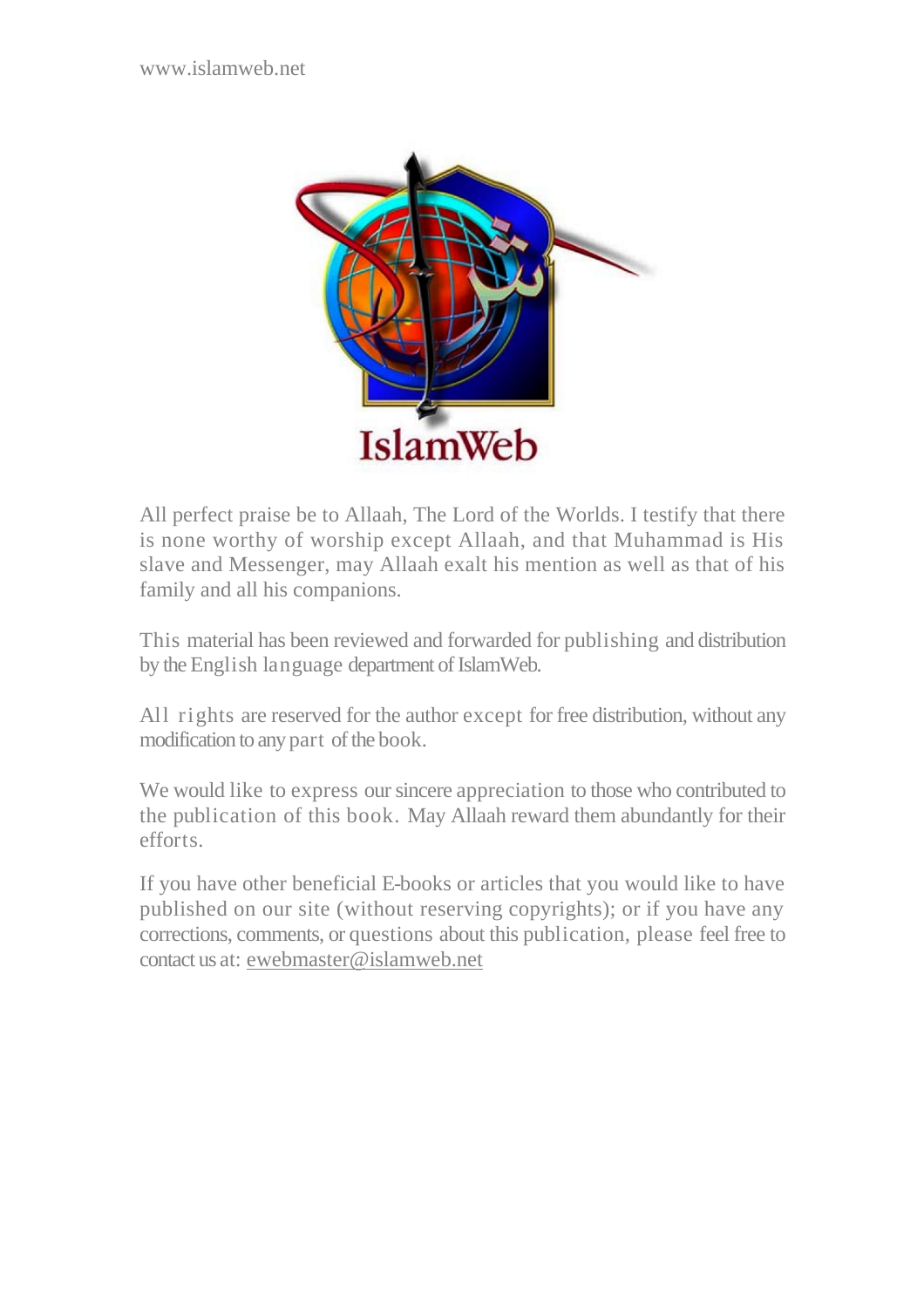www.islamweb.net

IslamWeb

All perfect praise be to Allaah, The Lord of the Worlds. I testify that there is none worthy of worship except Allaah, and that Muhammad is His slave and Messenger, may Allaah exalt his mention as well as that of his family and all his companions.

This material has been reviewed and forwarded for publishing and distribution by the English language department of IslamWeb.

All rights are reserved for the author except for free distribution, without any modification to any part of the book.

We would like to express our sincere appreciation to those who contributed to the publication of this book. May Allaah reward them abundantly for their efforts.

If you have other beneficial E-books or articles that you would like to have published on our site (without reserving copyrights); or if you have any corrections, comments, or questions about this publication, please feel free to contact us at: ewebmaster@islamweb.net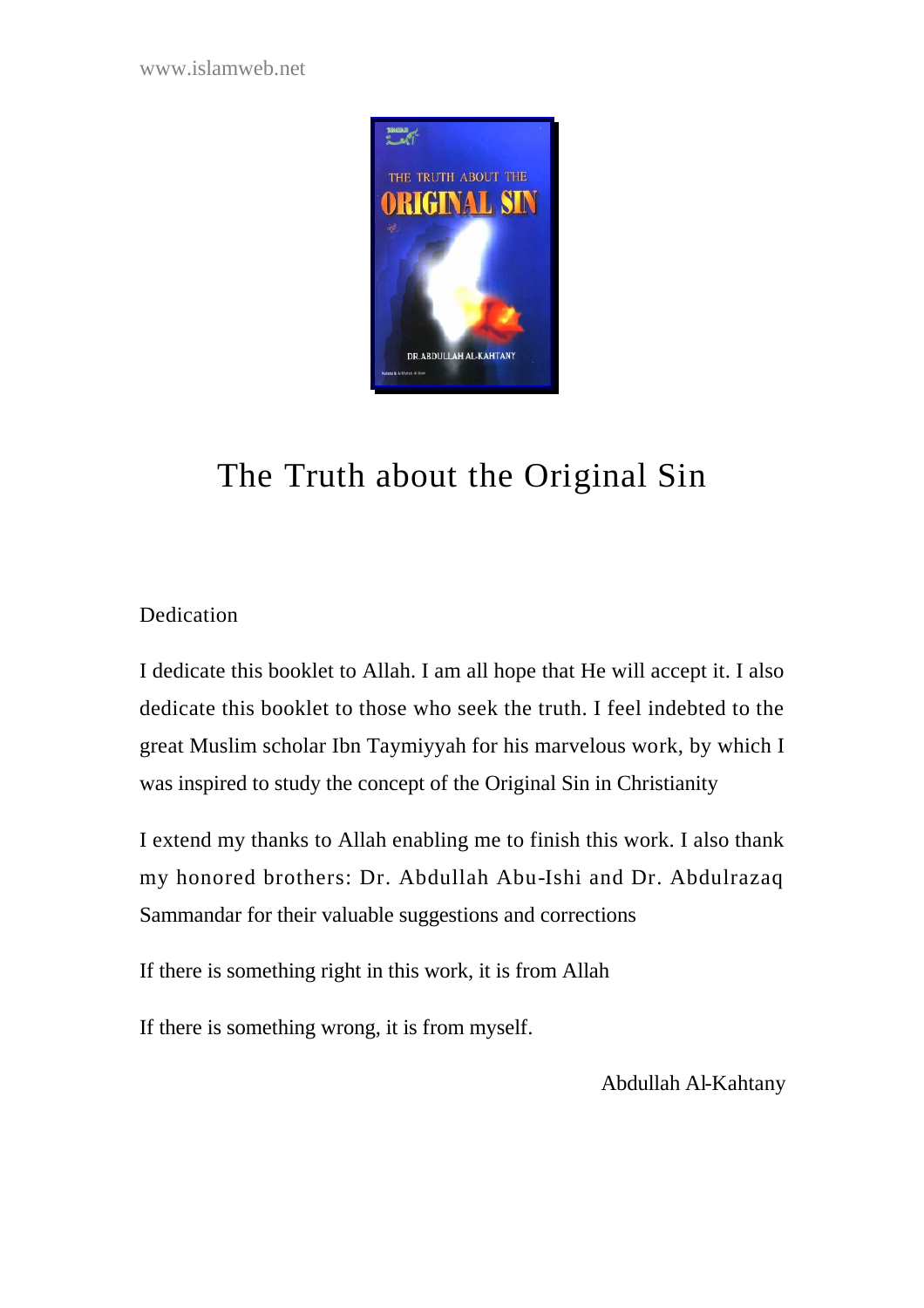# The Truth about the Original Sin

## Dedication

I dedicate this booklet to Allah. I am all hope that He will accept it. I also dedicate this booklet to those who seek the truth. I feel indebted to the great Muslim scholar Ibn Taymiyyah for his marvelous work, by which I was inspired to study the concept of the Original Sin in Christianity

I extend my thanks to Allah enabling me to finish this work. I also thank my honored brothers: Dr. Abdullah Abu-Ishi and Dr. Abdulrazaq Sammandar for their valuable suggestions and corrections

If there is something right in this work, it is from Allah

If there is something wrong, it is from myself.

Abdullah Al-Kahtany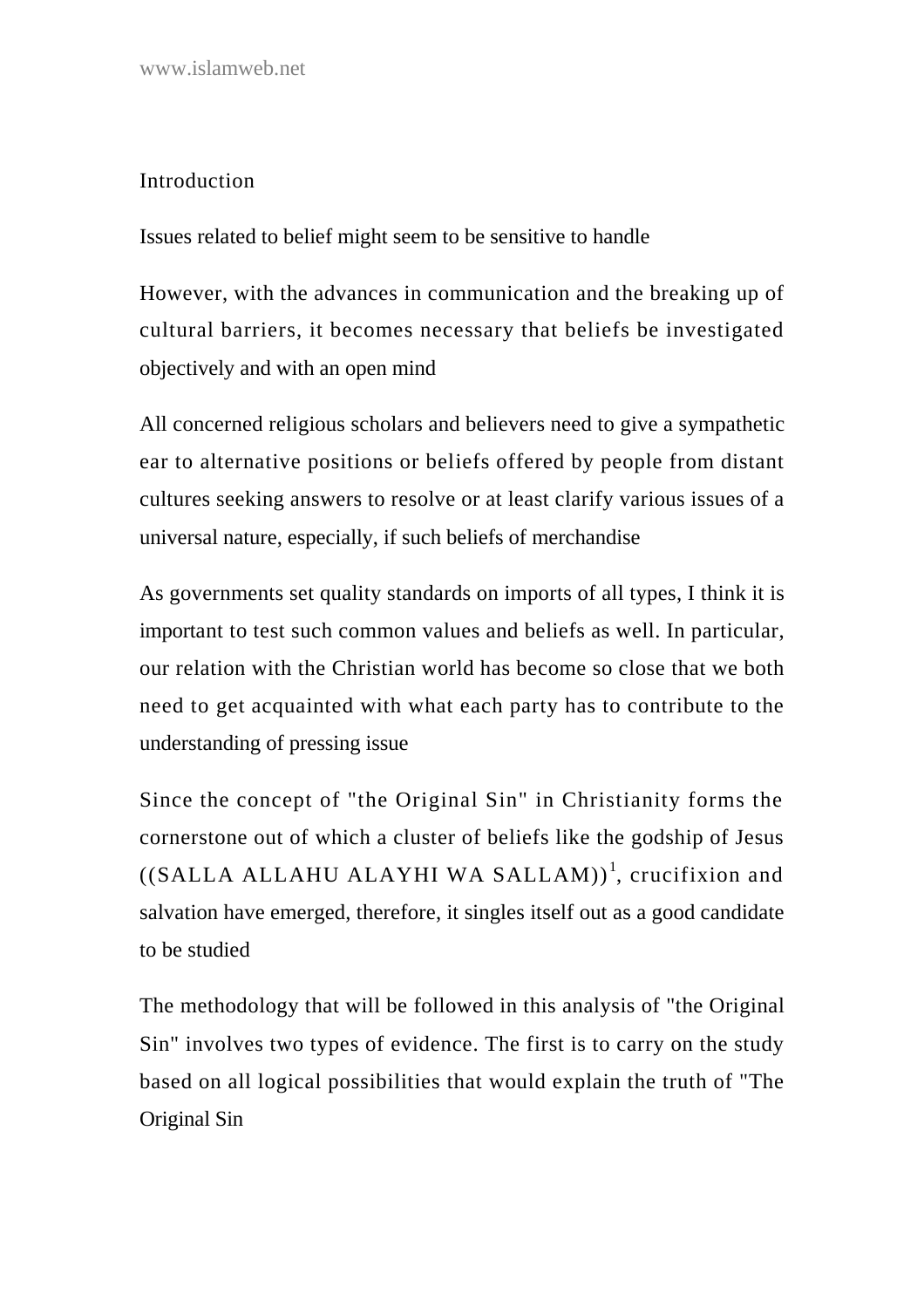## Introduction

Issues related to belief might seem to be sensitive to handle

However, with the advances in communication and the breaking up of cultural barriers, it becomes necessary that beliefs be investigated objectively and with an open mind

All concerned religious scholars and believers need to give a sympathetic ear to alternative positions or beliefs offered by people from distant cultures seeking answers to resolve or at least clarify various issues of a universal nature, especially, if such beliefs of merchandise

As governments set quality standards on imports of all types, I think it is important to test such common values and beliefs as well. In particular, our relation with the Christian world has become so close that we both need to get acquainted with what each party has to contribute to the understanding of pressing issue

Since the concept of "the Original Sin" in Christianity forms the cornerstone out of which a cluster of beliefs like the godship of Jesus ((SALLA ALLAHU ALAYHI WA SALLAM))[1], crucifixion and salvation have emerged, therefore, it singles itself out as a good candidate to be studied

The methodology that will be followed in this analysis of "the Original Sin" involves two types of evidence. The first is to carry on the study based on all logical possibilities that would explain the truth of "The Original Sin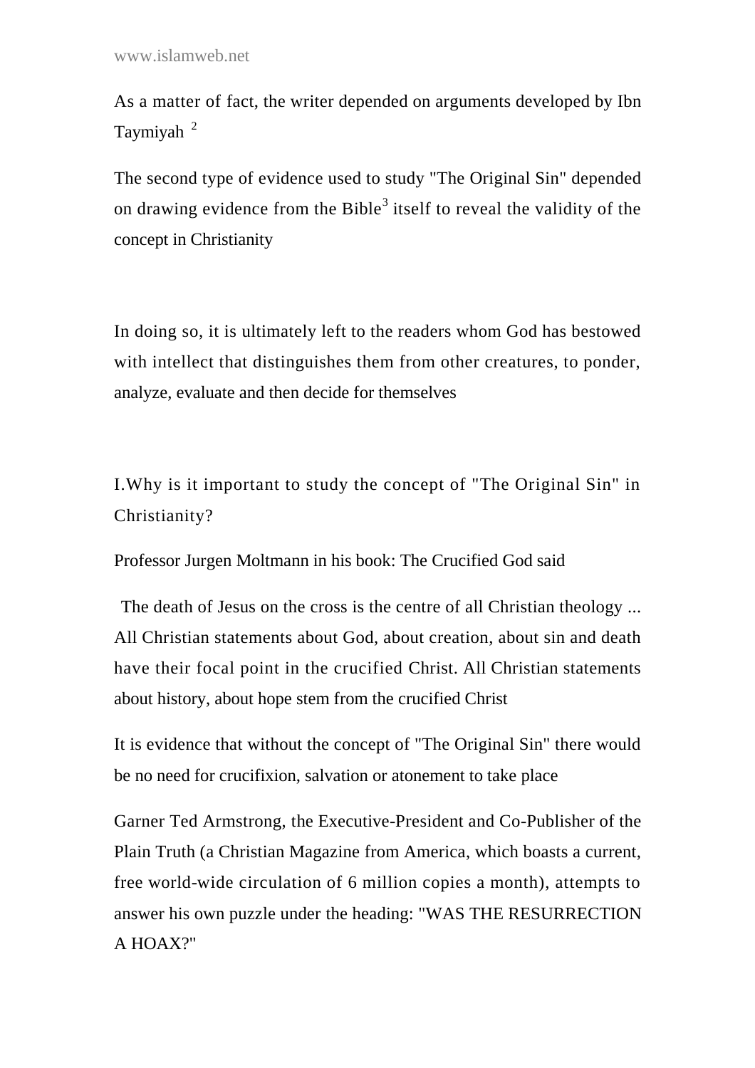As a matter of fact, the writer depended on arguments developed by Ibn Taymiyah [2]

The second type of evidence used to study "The Original Sin" depended on drawing evidence from the Bible[3] itself to reveal the validity of the concept in Christianity

In doing so, it is ultimately left to the readers whom God has bestowed with intellect that distinguishes them from other creatures, to ponder, analyze, evaluate and then decide for themselves

## I.Why is it important to study the concept of "The Original Sin" in Christianity?

Professor Jurgen Moltmann in his book: The Crucified God said

The death of Jesus on the cross is the centre of all Christian theology ... All Christian statements about God, about creation, about sin and death have their focal point in the crucified Christ. All Christian statements about history, about hope stem from the crucified Christ

It is evidence that without the concept of "The Original Sin" there would be no need for crucifixion, salvation or atonement to take place

Garner Ted Armstrong, the Executive-President and Co-Publisher of the Plain Truth (a Christian Magazine from America, which boasts a current, free world-wide circulation of 6 million copies a month), attempts to answer his own puzzle under the heading: "WAS THE RESURRECTION A HOAX?"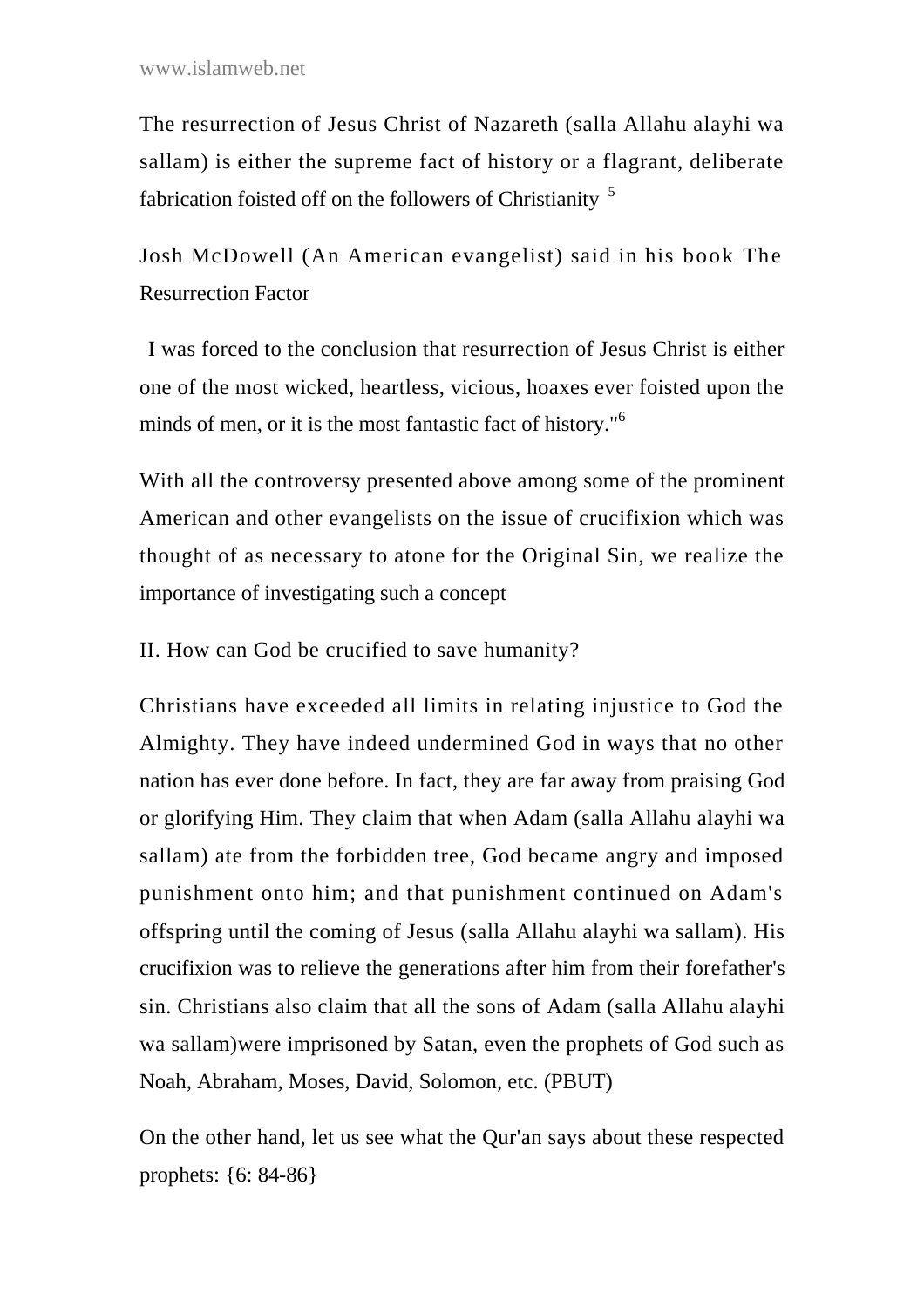The resurrection of Jesus Christ of Nazareth (salla Allahu alayhi wa sallam) is either the supreme fact of history or a flagrant, deliberate fabrication foisted off on the followers of Christianity [5]

Josh McDowell (An American evangelist) said in his book The Resurrection Factor

I was forced to the conclusion that resurrection of Jesus Christ is either one of the most wicked, heartless, vicious, hoaxes ever foisted upon the minds of men, or it is the most fantastic fact of history."[6]

With all the controversy presented above among some of the prominent American and other evangelists on the issue of crucifixion which was thought of as necessary to atone for the Original Sin, we realize the importance of investigating such a concept

## II. How can God be crucified to save humanity?

Christians have exceeded all limits in relating injustice to God the Almighty. They have indeed undermined God in ways that no other nation has ever done before. In fact, they are far away from praising God or glorifying Him. They claim that when Adam (salla Allahu alayhi wa sallam) ate from the forbidden tree, God became angry and imposed punishment onto him; and that punishment continued on Adam's offspring until the coming of Jesus (salla Allahu alayhi wa sallam). His crucifixion was to relieve the generations after him from their forefather's sin. Christians also claim that all the sons of Adam (salla Allahu alayhi wa sallam)were imprisoned by Satan, even the prophets of God such as Noah, Abraham, Moses, David, Solomon, etc. (PBUT)

On the other hand, let us see what the Qur'an says about these respected prophets: {6: 84-86}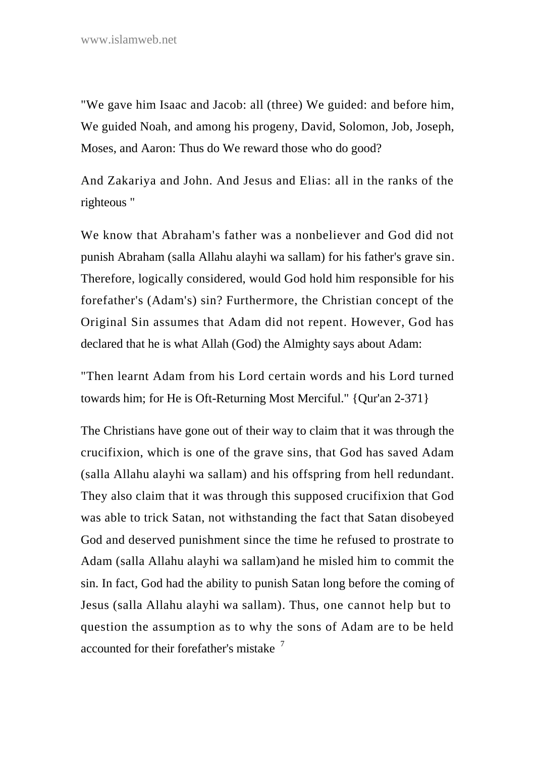"We gave him Isaac and Jacob: all (three) We guided: and before him, We guided Noah, and among his progeny, David, Solomon, Job, Joseph, Moses, and Aaron: Thus do We reward those who do good?

And Zakariya and John. And Jesus and Elias: all in the ranks of the righteous "

We know that Abraham's father was a nonbeliever and God did not punish Abraham (salla Allahu alayhi wa sallam) for his father's grave sin. Therefore, logically considered, would God hold him responsible for his forefather's (Adam's) sin? Furthermore, the Christian concept of the Original Sin assumes that Adam did not repent. However, God has declared that he is what Allah (God) the Almighty says about Adam:

"Then learnt Adam from his Lord certain words and his Lord turned towards him; for He is Oft-Returning Most Merciful." {Qur'an 2-371}

The Christians have gone out of their way to claim that it was through the crucifixion, which is one of the grave sins, that God has saved Adam (salla Allahu alayhi wa sallam) and his offspring from hell redundant. They also claim that it was through this supposed crucifixion that God was able to trick Satan, not withstanding the fact that Satan disobeyed God and deserved punishment since the time he refused to prostrate to Adam (salla Allahu alayhi wa sallam)and he misled him to commit the sin. In fact, God had the ability to punish Satan long before the coming of Jesus (salla Allahu alayhi wa sallam). Thus, one cannot help but to question the assumption as to why the sons of Adam are to be held accounted for their forefather's mistake [7]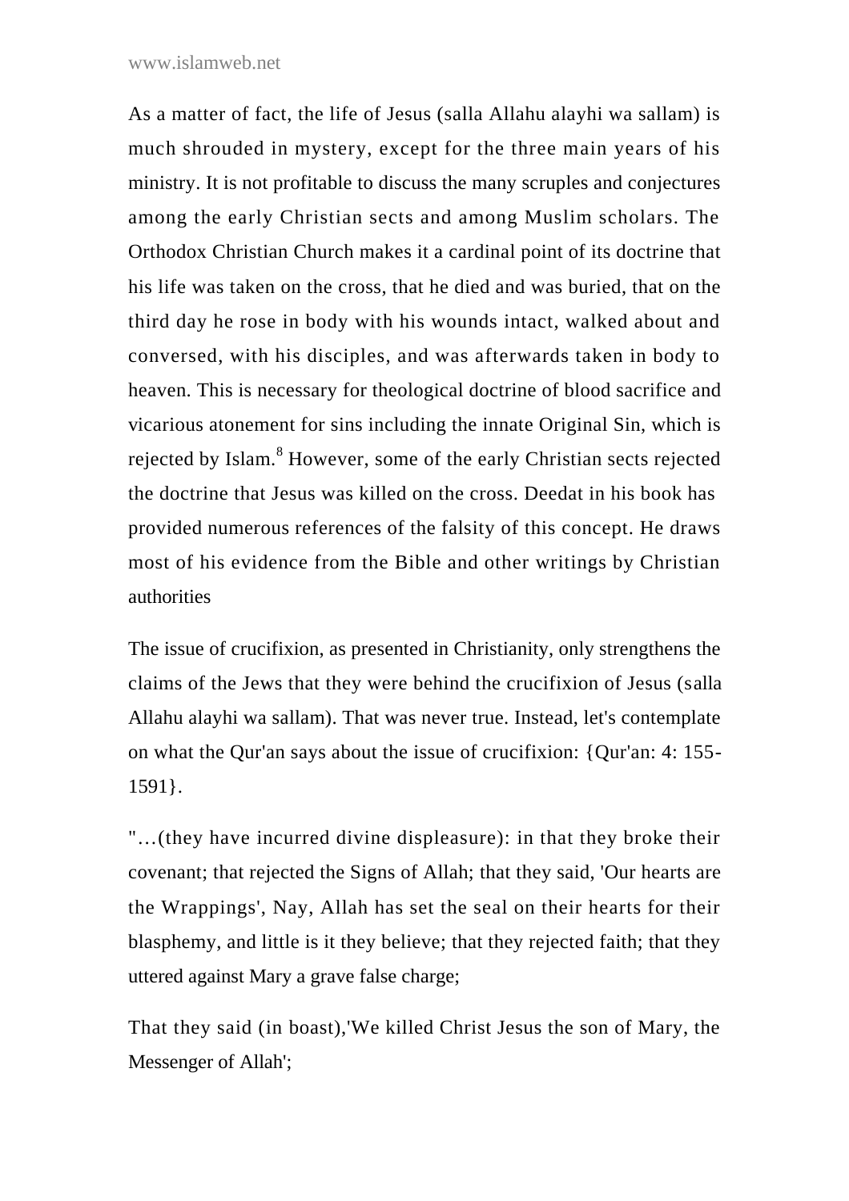As a matter of fact, the life of Jesus (salla Allahu alayhi wa sallam) is much shrouded in mystery, except for the three main years of his ministry. It is not profitable to discuss the many scruples and conjectures among the early Christian sects and among Muslim scholars. The Orthodox Christian Church makes it a cardinal point of its doctrine that his life was taken on the cross, that he died and was buried, that on the third day he rose in body with his wounds intact, walked about and conversed, with his disciples, and was afterwards taken in body to heaven. This is necessary for theological doctrine of blood sacrifice and vicarious atonement for sins including the innate Original Sin, which is rejected by Islam.[8] However, some of the early Christian sects rejected the doctrine that Jesus was killed on the cross. Deedat in his book has provided numerous references of the falsity of this concept. He draws most of his evidence from the Bible and other writings by Christian authorities

The issue of crucifixion, as presented in Christianity, only strengthens the claims of the Jews that they were behind the crucifixion of Jesus (salla Allahu alayhi wa sallam). That was never true. Instead, let's contemplate on what the Qur'an says about the issue of crucifixion: {Qur'an: 4: 155-1591}.

"…(they have incurred divine displeasure): in that they broke their covenant; that rejected the Signs of Allah; that they said, 'Our hearts are the Wrappings', Nay, Allah has set the seal on their hearts for their blasphemy, and little is it they believe; that they rejected faith; that they uttered against Mary a grave false charge;

That they said (in boast),'We killed Christ Jesus the son of Mary, the Messenger of Allah';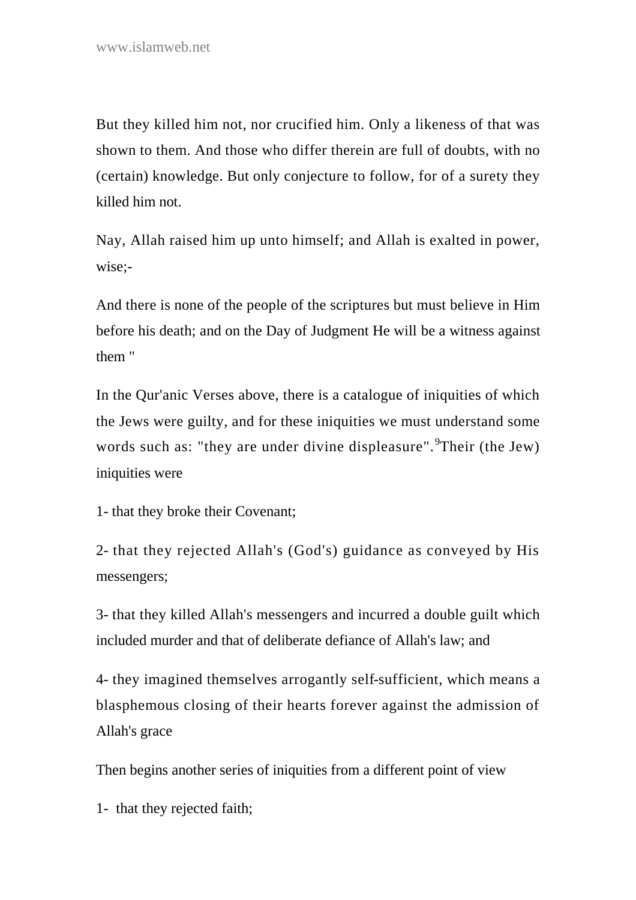But they killed him not, nor crucified him. Only a likeness of that was shown to them. And those who differ therein are full of doubts, with no (certain) knowledge. But only conjecture to follow, for of a surety they killed him not.

Nay, Allah raised him up unto himself; and Allah is exalted in power, wise;-

And there is none of the people of the scriptures but must believe in Him before his death; and on the Day of Judgment He will be a witness against them "

In the Qur'anic Verses above, there is a catalogue of iniquities of which the Jews were guilty, and for these iniquities we must understand some words such as: "they are under divine displeasure".[9]Their (the Jew) iniquities were

1- that they broke their Covenant;

2- that they rejected Allah's (God's) guidance as conveyed by His messengers;

3- that they killed Allah's messengers and incurred a double guilt which included murder and that of deliberate defiance of Allah's law; and

4- they imagined themselves arrogantly self-sufficient, which means a blasphemous closing of their hearts forever against the admission of Allah's grace

Then begins another series of iniquities from a different point of view

1- that they rejected faith;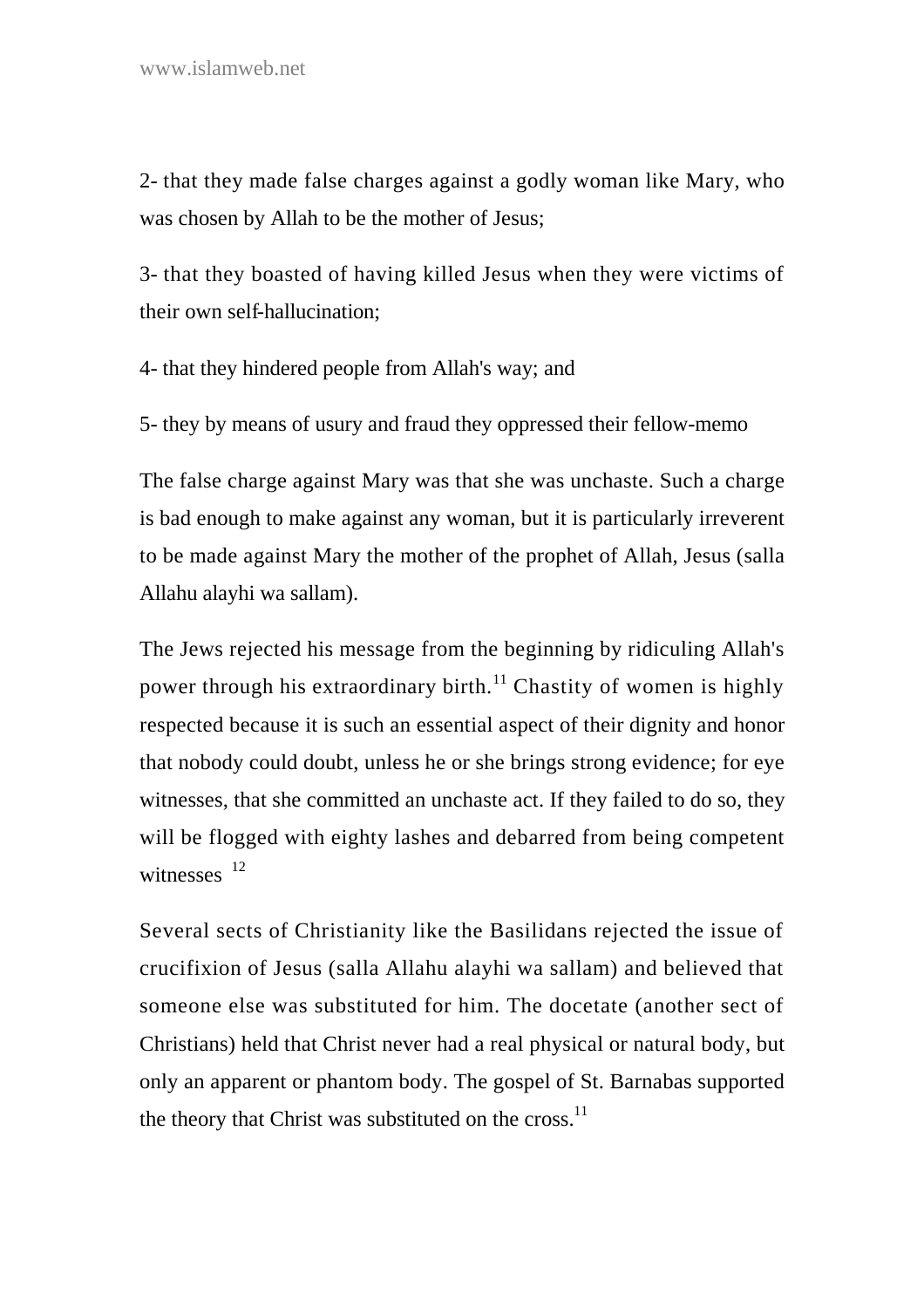2- that they made false charges against a godly woman like Mary, who was chosen by Allah to be the mother of Jesus;

3- that they boasted of having killed Jesus when they were victims of their own self-hallucination;

4- that they hindered people from Allah's way; and

5- they by means of usury and fraud they oppressed their fellow-memo

The false charge against Mary was that she was unchaste. Such a charge is bad enough to make against any woman, but it is particularly irreverent to be made against Mary the mother of the prophet of Allah, Jesus (salla Allahu alayhi wa sallam).

The Jews rejected his message from the beginning by ridiculing Allah's power through his extraordinary birth.[11] Chastity of women is highly respected because it is such an essential aspect of their dignity and honor that nobody could doubt, unless he or she brings strong evidence; for eye witnesses, that she committed an unchaste act. If they failed to do so, they will be flogged with eighty lashes and debarred from being competent witnesses [12]

Several sects of Christianity like the Basilidans rejected the issue of crucifixion of Jesus (salla Allahu alayhi wa sallam) and believed that someone else was substituted for him. The docetate (another sect of Christians) held that Christ never had a real physical or natural body, but only an apparent or phantom body. The gospel of St. Barnabas supported the theory that Christ was substituted on the cross.[11]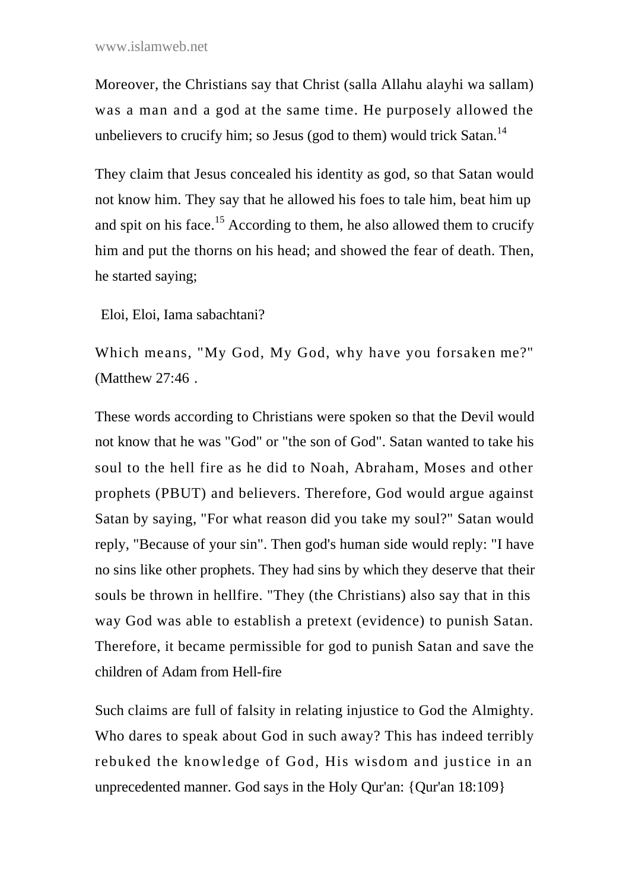Moreover, the Christians say that Christ (salla Allahu alayhi wa sallam) was a man and a god at the same time. He purposely allowed the unbelievers to crucify him; so Jesus (god to them) would trick Satan.[14]

They claim that Jesus concealed his identity as god, so that Satan would not know him. They say that he allowed his foes to tale him, beat him up and spit on his face.[15] According to them, he also allowed them to crucify him and put the thorns on his head; and showed the fear of death. Then, he started saying;

Eloi, Eloi, Iama sabachtani?

Which means, "My God, My God, why have you forsaken me?" (Matthew 27:46 .

These words according to Christians were spoken so that the Devil would not know that he was "God" or "the son of God". Satan wanted to take his soul to the hell fire as he did to Noah, Abraham, Moses and other prophets (PBUT) and believers. Therefore, God would argue against Satan by saying, "For what reason did you take my soul?" Satan would reply, "Because of your sin". Then god's human side would reply: "I have no sins like other prophets. They had sins by which they deserve that their souls be thrown in hellfire. "They (the Christians) also say that in this way God was able to establish a pretext (evidence) to punish Satan. Therefore, it became permissible for god to punish Satan and save the children of Adam from Hell-fire

Such claims are full of falsity in relating injustice to God the Almighty. Who dares to speak about God in such away? This has indeed terribly rebuked the knowledge of God, His wisdom and justice in an unprecedented manner. God says in the Holy Qur'an: {Qur'an 18:109}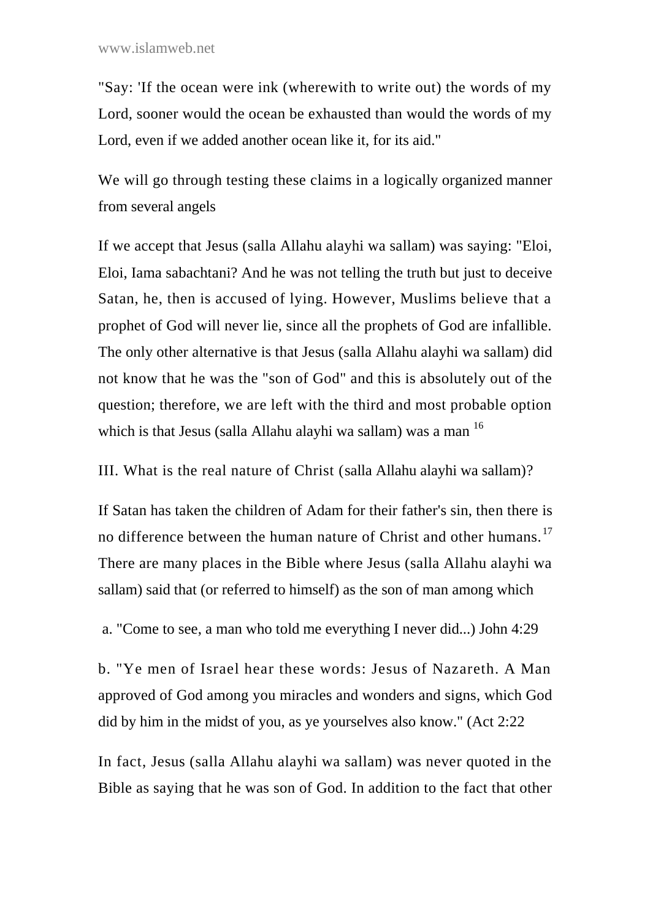"Say: 'If the ocean were ink (wherewith to write out) the words of my Lord, sooner would the ocean be exhausted than would the words of my Lord, even if we added another ocean like it, for its aid."

We will go through testing these claims in a logically organized manner from several angels

If we accept that Jesus (salla Allahu alayhi wa sallam) was saying: "Eloi, Eloi, Iama sabachtani? And he was not telling the truth but just to deceive Satan, he, then is accused of lying. However, Muslims believe that a prophet of God will never lie, since all the prophets of God are infallible. The only other alternative is that Jesus (salla Allahu alayhi wa sallam) did not know that he was the "son of God" and this is absolutely out of the question; therefore, we are left with the third and most probable option which is that Jesus (salla Allahu alayhi wa sallam) was a man [16]

III. What is the real nature of Christ (salla Allahu alayhi wa sallam)?

If Satan has taken the children of Adam for their father's sin, then there is no difference between the human nature of Christ and other humans.[17] There are many places in the Bible where Jesus (salla Allahu alayhi wa sallam) said that (or referred to himself) as the son of man among which

a. "Come to see, a man who told me everything I never did...) John 4:29

b. "Ye men of Israel hear these words: Jesus of Nazareth. A Man approved of God among you miracles and wonders and signs, which God did by him in the midst of you, as ye yourselves also know." (Act 2:22

In fact, Jesus (salla Allahu alayhi wa sallam) was never quoted in the Bible as saying that he was son of God. In addition to the fact that other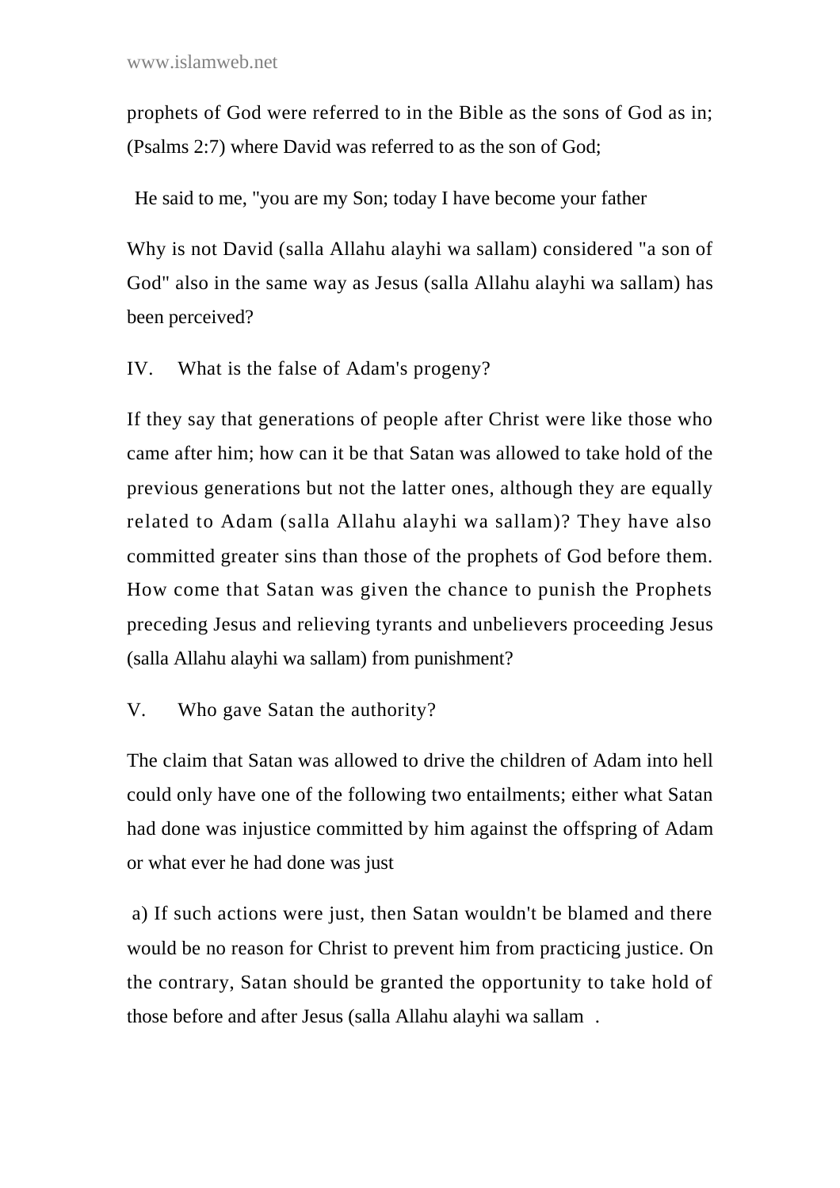prophets of God were referred to in the Bible as the sons of God as in; (Psalms 2:7) where David was referred to as the son of God;

He said to me, "you are my Son; today I have become your father

Why is not David (salla Allahu alayhi wa sallam) considered "a son of God" also in the same way as Jesus (salla Allahu alayhi wa sallam) has been perceived?

IV. What is the false of Adam's progeny?

If they say that generations of people after Christ were like those who came after him; how can it be that Satan was allowed to take hold of the previous generations but not the latter ones, although they are equally related to Adam (salla Allahu alayhi wa sallam)? They have also committed greater sins than those of the prophets of God before them. How come that Satan was given the chance to punish the Prophets preceding Jesus and relieving tyrants and unbelievers proceeding Jesus (salla Allahu alayhi wa sallam) from punishment?

V. Who gave Satan the authority?

The claim that Satan was allowed to drive the children of Adam into hell could only have one of the following two entailments; either what Satan had done was injustice committed by him against the offspring of Adam or what ever he had done was just

a) If such actions were just, then Satan wouldn't be blamed and there would be no reason for Christ to prevent him from practicing justice. On the contrary, Satan should be granted the opportunity to take hold of those before and after Jesus (salla Allahu alayhi wa sallam .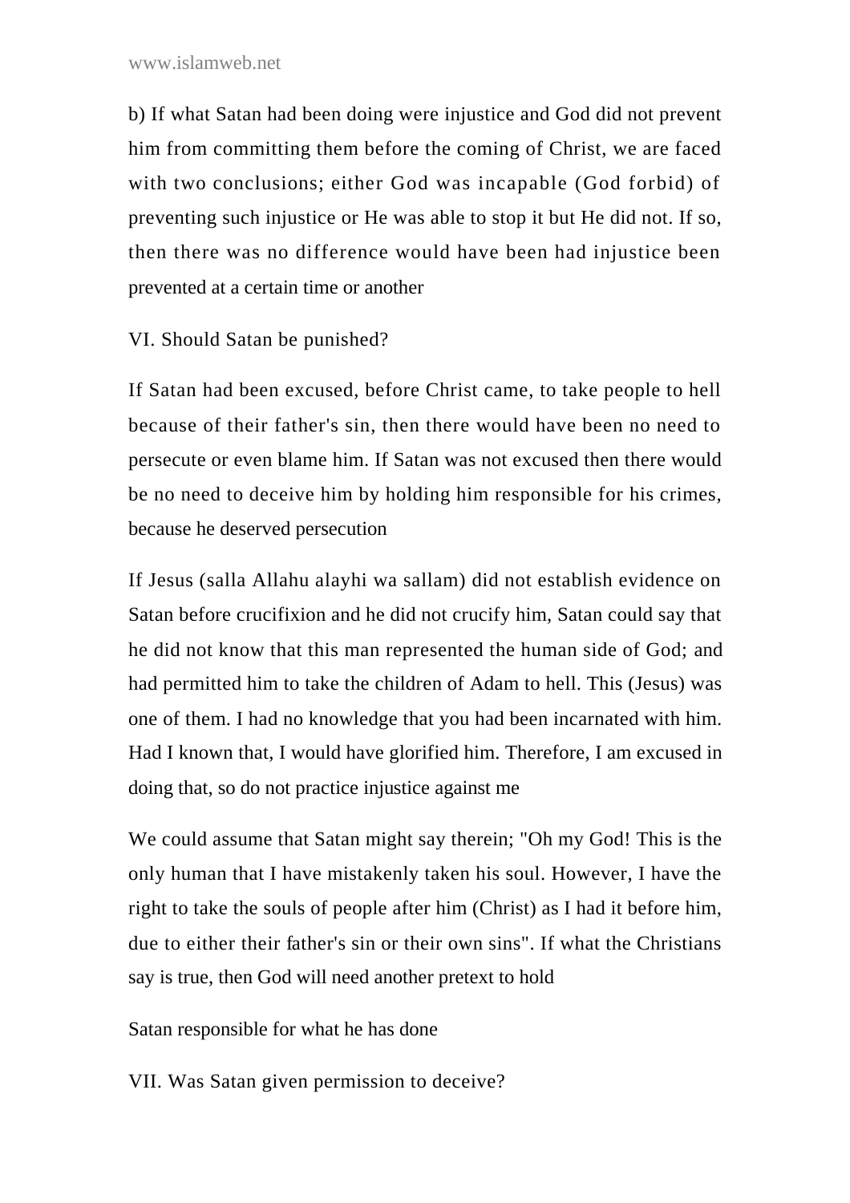b) If what Satan had been doing were injustice and God did not prevent him from committing them before the coming of Christ, we are faced with two conclusions; either God was incapable (God forbid) of preventing such injustice or He was able to stop it but He did not. If so, then there was no difference would have been had injustice been prevented at a certain time or another

VI. Should Satan be punished?

If Satan had been excused, before Christ came, to take people to hell because of their father's sin, then there would have been no need to persecute or even blame him. If Satan was not excused then there would be no need to deceive him by holding him responsible for his crimes, because he deserved persecution

If Jesus (salla Allahu alayhi wa sallam) did not establish evidence on Satan before crucifixion and he did not crucify him, Satan could say that he did not know that this man represented the human side of God; and had permitted him to take the children of Adam to hell. This (Jesus) was one of them. I had no knowledge that you had been incarnated with him. Had I known that, I would have glorified him. Therefore, I am excused in doing that, so do not practice injustice against me

We could assume that Satan might say therein; "Oh my God! This is the only human that I have mistakenly taken his soul. However, I have the right to take the souls of people after him (Christ) as I had it before him, due to either their father's sin or their own sins". If what the Christians say is true, then God will need another pretext to hold

Satan responsible for what he has done

VII. Was Satan given permission to deceive?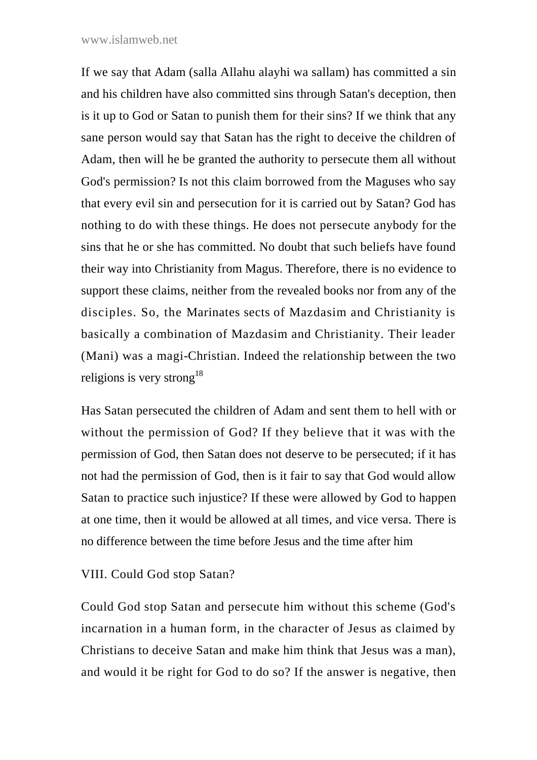If we say that Adam (salla Allahu alayhi wa sallam) has committed a sin and his children have also committed sins through Satan's deception, then is it up to God or Satan to punish them for their sins? If we think that any sane person would say that Satan has the right to deceive the children of Adam, then will he be granted the authority to persecute them all without God's permission? Is not this claim borrowed from the Maguses who say that every evil sin and persecution for it is carried out by Satan? God has nothing to do with these things. He does not persecute anybody for the sins that he or she has committed. No doubt that such beliefs have found their way into Christianity from Magus. Therefore, there is no evidence to support these claims, neither from the revealed books nor from any of the disciples. So, the Marinates sects of Mazdasim and Christianity is basically a combination of Mazdasim and Christianity. Their leader (Mani) was a magi-Christian. Indeed the relationship between the two religions is very strong[18]

Has Satan persecuted the children of Adam and sent them to hell with or without the permission of God? If they believe that it was with the permission of God, then Satan does not deserve to be persecuted; if it has not had the permission of God, then is it fair to say that God would allow Satan to practice such injustice? If these were allowed by God to happen at one time, then it would be allowed at all times, and vice versa. There is no difference between the time before Jesus and the time after him

## VIII. Could God stop Satan?

Could God stop Satan and persecute him without this scheme (God's incarnation in a human form, in the character of Jesus as claimed by Christians to deceive Satan and make him think that Jesus was a man), and would it be right for God to do so? If the answer is negative, then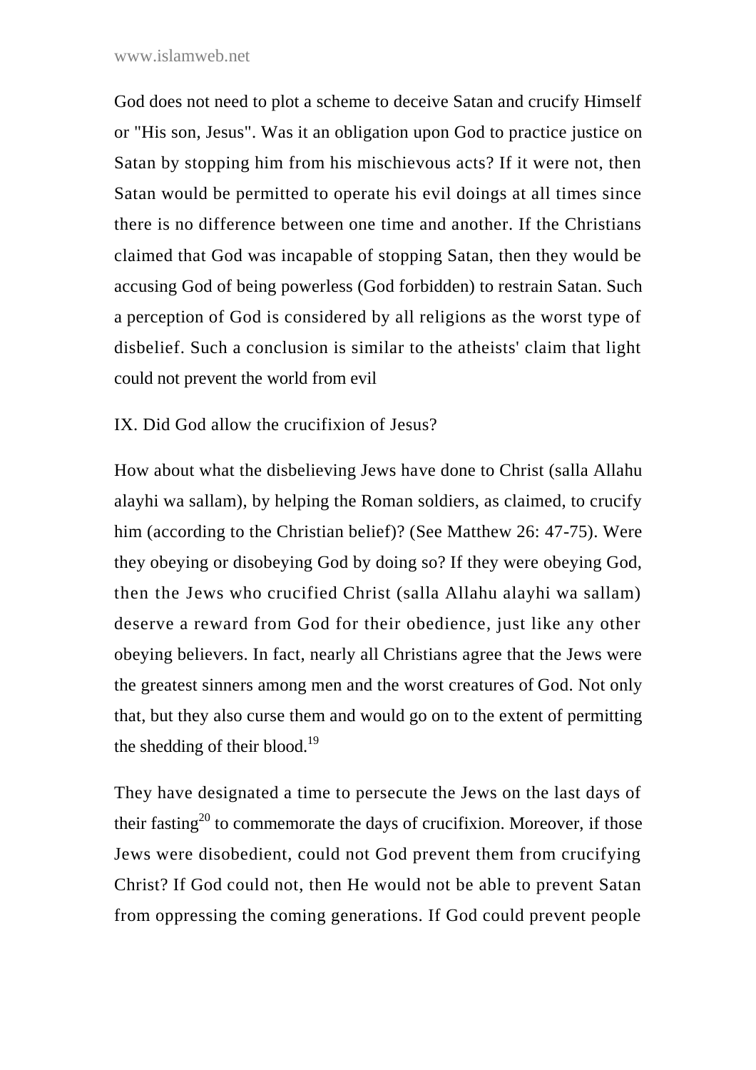God does not need to plot a scheme to deceive Satan and crucify Himself or "His son, Jesus". Was it an obligation upon God to practice justice on Satan by stopping him from his mischievous acts? If it were not, then Satan would be permitted to operate his evil doings at all times since there is no difference between one time and another. If the Christians claimed that God was incapable of stopping Satan, then they would be accusing God of being powerless (God forbidden) to restrain Satan. Such a perception of God is considered by all religions as the worst type of disbelief. Such a conclusion is similar to the atheists' claim that light could not prevent the world from evil

## IX. Did God allow the crucifixion of Jesus?

How about what the disbelieving Jews have done to Christ (salla Allahu alayhi wa sallam), by helping the Roman soldiers, as claimed, to crucify him (according to the Christian belief)? (See Matthew 26: 47-75). Were they obeying or disobeying God by doing so? If they were obeying God, then the Jews who crucified Christ (salla Allahu alayhi wa sallam) deserve a reward from God for their obedience, just like any other obeying believers. In fact, nearly all Christians agree that the Jews were the greatest sinners among men and the worst creatures of God. Not only that, but they also curse them and would go on to the extent of permitting the shedding of their blood.[19]

They have designated a time to persecute the Jews on the last days of their fasting[20] to commemorate the days of crucifixion. Moreover, if those Jews were disobedient, could not God prevent them from crucifying Christ? If God could not, then He would not be able to prevent Satan from oppressing the coming generations. If God could prevent people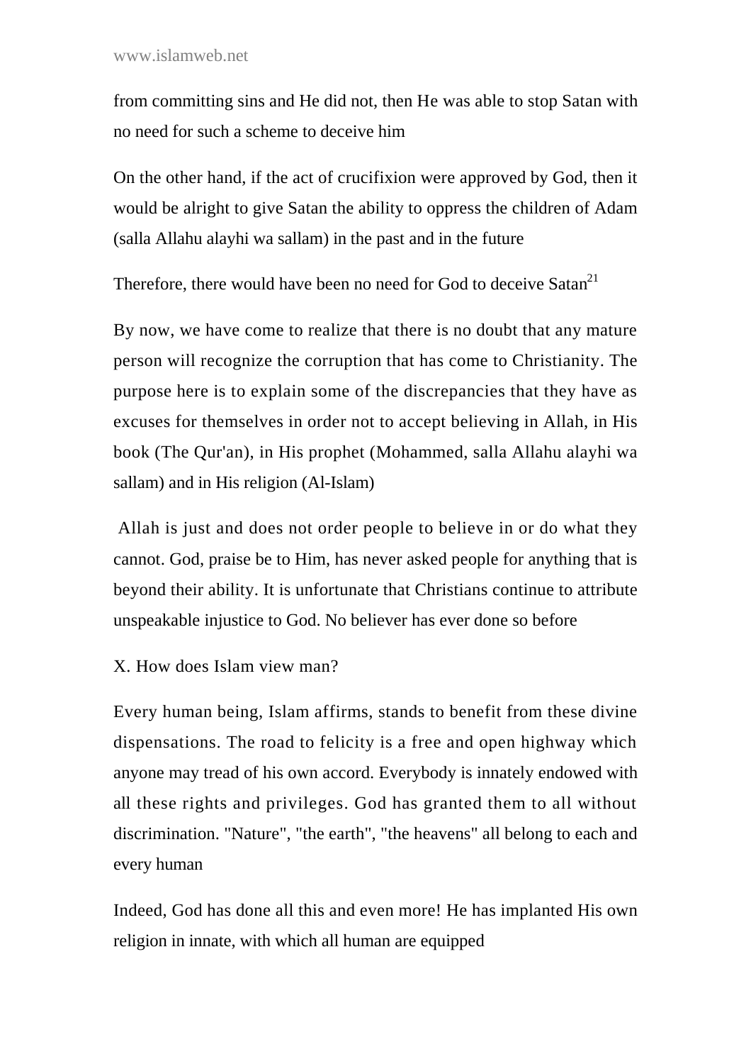from committing sins and He did not, then He was able to stop Satan with no need for such a scheme to deceive him

On the other hand, if the act of crucifixion were approved by God, then it would be alright to give Satan the ability to oppress the children of Adam (salla Allahu alayhi wa sallam) in the past and in the future

Therefore, there would have been no need for God to deceive Satan[21]

By now, we have come to realize that there is no doubt that any mature person will recognize the corruption that has come to Christianity. The purpose here is to explain some of the discrepancies that they have as excuses for themselves in order not to accept believing in Allah, in His book (The Qur'an), in His prophet (Mohammed, salla Allahu alayhi wa sallam) and in His religion (Al-Islam)

Allah is just and does not order people to believe in or do what they cannot. God, praise be to Him, has never asked people for anything that is beyond their ability. It is unfortunate that Christians continue to attribute unspeakable injustice to God. No believer has ever done so before

## X. How does Islam view man?

Every human being, Islam affirms, stands to benefit from these divine dispensations. The road to felicity is a free and open highway which anyone may tread of his own accord. Everybody is innately endowed with all these rights and privileges. God has granted them to all without discrimination. "Nature", "the earth", "the heavens" all belong to each and every human

Indeed, God has done all this and even more! He has implanted His own religion in innate, with which all human are equipped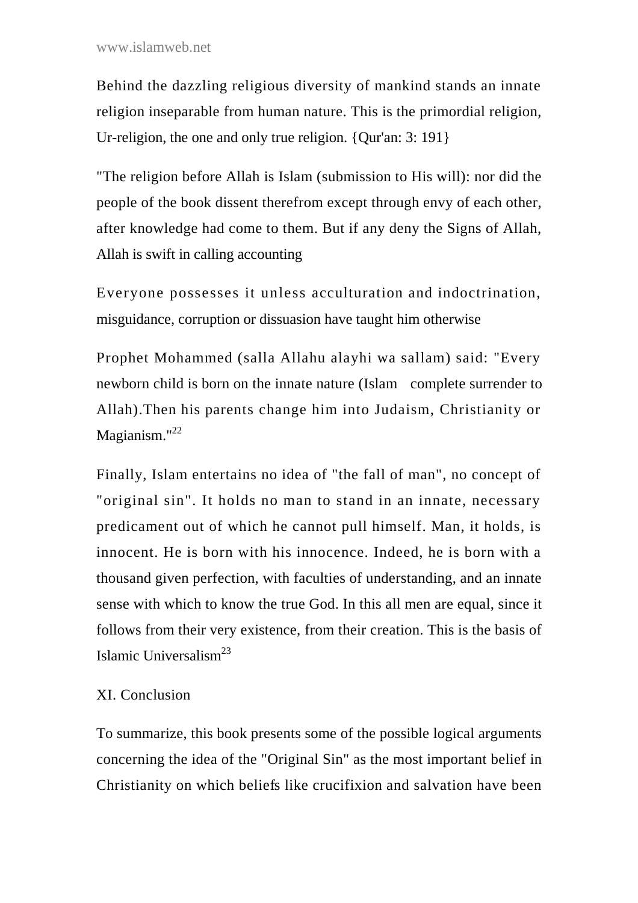Behind the dazzling religious diversity of mankind stands an innate religion inseparable from human nature. This is the primordial religion, Ur-religion, the one and only true religion. {Qur'an: 3: 191}

"The religion before Allah is Islam (submission to His will): nor did the people of the book dissent therefrom except through envy of each other, after knowledge had come to them. But if any deny the Signs of Allah, Allah is swift in calling accounting

Everyone possesses it unless acculturation and indoctrination, misguidance, corruption or dissuasion have taught him otherwise

Prophet Mohammed (salla Allahu alayhi wa sallam) said: "Every newborn child is born on the innate nature (Islam complete surrender to Allah).Then his parents change him into Judaism, Christianity or Magianism."[22]

Finally, Islam entertains no idea of "the fall of man", no concept of "original sin". It holds no man to stand in an innate, necessary predicament out of which he cannot pull himself. Man, it holds, is innocent. He is born with his innocence. Indeed, he is born with a thousand given perfection, with faculties of understanding, and an innate sense with which to know the true God. In this all men are equal, since it follows from their very existence, from their creation. This is the basis of Islamic Universalism[23]

## XI. Conclusion

To summarize, this book presents some of the possible logical arguments concerning the idea of the "Original Sin" as the most important belief in Christianity on which beliefs like crucifixion and salvation have been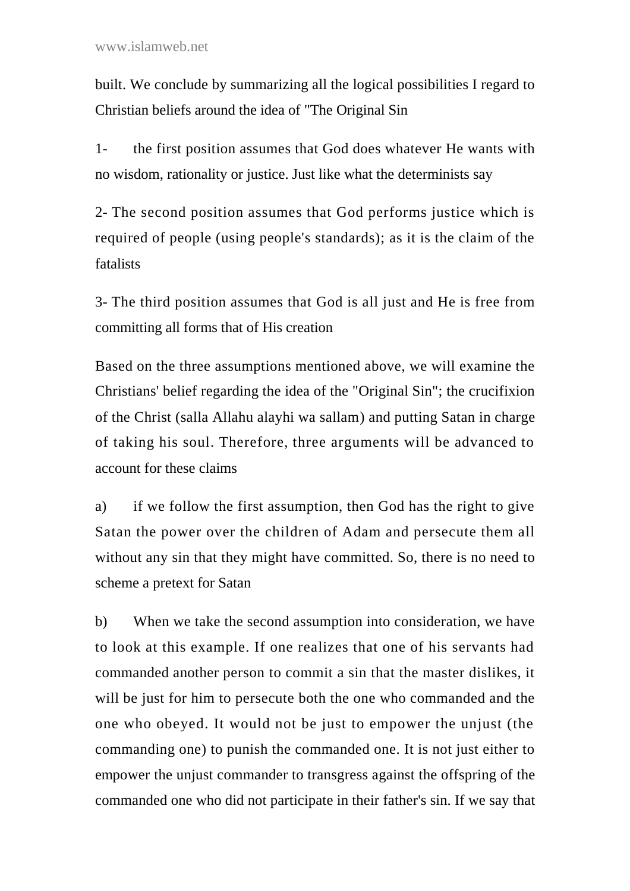built. We conclude by summarizing all the logical possibilities I regard to Christian beliefs around the idea of "The Original Sin

1- the first position assumes that God does whatever He wants with no wisdom, rationality or justice. Just like what the determinists say

2- The second position assumes that God performs justice which is required of people (using people's standards); as it is the claim of the fatalists

3- The third position assumes that God is all just and He is free from committing all forms that of His creation

Based on the three assumptions mentioned above, we will examine the Christians' belief regarding the idea of the "Original Sin"; the crucifixion of the Christ (salla Allahu alayhi wa sallam) and putting Satan in charge of taking his soul. Therefore, three arguments will be advanced to account for these claims

a) if we follow the first assumption, then God has the right to give Satan the power over the children of Adam and persecute them all without any sin that they might have committed. So, there is no need to scheme a pretext for Satan

b) When we take the second assumption into consideration, we have to look at this example. If one realizes that one of his servants had commanded another person to commit a sin that the master dislikes, it will be just for him to persecute both the one who commanded and the one who obeyed. It would not be just to empower the unjust (the commanding one) to punish the commanded one. It is not just either to empower the unjust commander to transgress against the offspring of the commanded one who did not participate in their father's sin. If we say that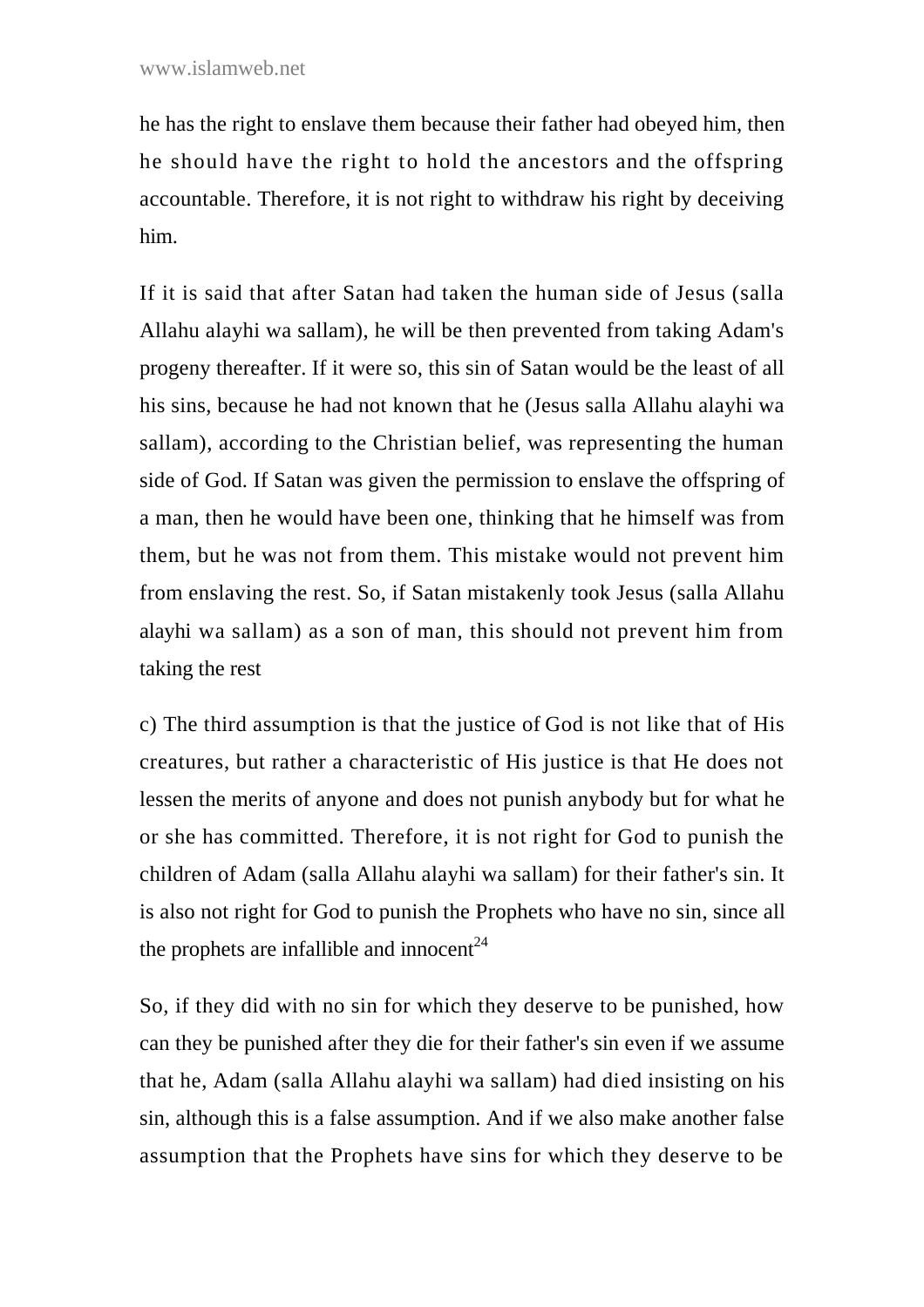he has the right to enslave them because their father had obeyed him, then he should have the right to hold the ancestors and the offspring accountable. Therefore, it is not right to withdraw his right by deceiving him.

If it is said that after Satan had taken the human side of Jesus (salla Allahu alayhi wa sallam), he will be then prevented from taking Adam's progeny thereafter. If it were so, this sin of Satan would be the least of all his sins, because he had not known that he (Jesus salla Allahu alayhi wa sallam), according to the Christian belief, was representing the human side of God. If Satan was given the permission to enslave the offspring of a man, then he would have been one, thinking that he himself was from them, but he was not from them. This mistake would not prevent him from enslaving the rest. So, if Satan mistakenly took Jesus (salla Allahu alayhi wa sallam) as a son of man, this should not prevent him from taking the rest

c) The third assumption is that the justice of God is not like that of His creatures, but rather a characteristic of His justice is that He does not lessen the merits of anyone and does not punish anybody but for what he or she has committed. Therefore, it is not right for God to punish the children of Adam (salla Allahu alayhi wa sallam) for their father's sin. It is also not right for God to punish the Prophets who have no sin, since all the prophets are infallible and innocent[24]

So, if they did with no sin for which they deserve to be punished, how can they be punished after they die for their father's sin even if we assume that he, Adam (salla Allahu alayhi wa sallam) had died insisting on his sin, although this is a false assumption. And if we also make another false assumption that the Prophets have sins for which they deserve to be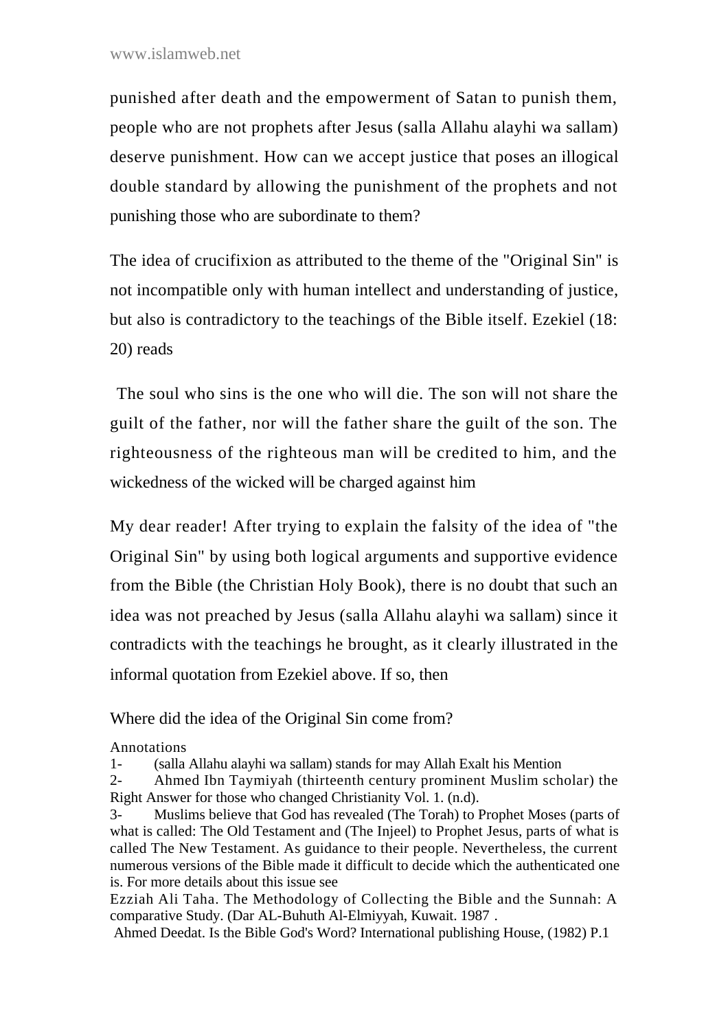punished after death and the empowerment of Satan to punish them, people who are not prophets after Jesus (salla Allahu alayhi wa sallam) deserve punishment. How can we accept justice that poses an illogical double standard by allowing the punishment of the prophets and not punishing those who are subordinate to them?

The idea of crucifixion as attributed to the theme of the "Original Sin" is not incompatible only with human intellect and understanding of justice, but also is contradictory to the teachings of the Bible itself. Ezekiel (18: 20) reads

The soul who sins is the one who will die. The son will not share the guilt of the father, nor will the father share the guilt of the son. The righteousness of the righteous man will be credited to him, and the wickedness of the wicked will be charged against him

My dear reader! After trying to explain the falsity of the idea of "the Original Sin" by using both logical arguments and supportive evidence from the Bible (the Christian Holy Book), there is no doubt that such an idea was not preached by Jesus (salla Allahu alayhi wa sallam) since it contradicts with the teachings he brought, as it clearly illustrated in the informal quotation from Ezekiel above. If so, then

Where did the idea of the Original Sin come from?

Annotations

1- (salla Allahu alayhi wa sallam) stands for may Allah Exalt his Mention

2- Ahmed Ibn Taymiyah (thirteenth century prominent Muslim scholar) the Right Answer for those who changed Christianity Vol. 1. (n.d).

3- Muslims believe that God has revealed (The Torah) to Prophet Moses (parts of what is called: The Old Testament and (The Injeel) to Prophet Jesus, parts of what is called The New Testament. As guidance to their people. Nevertheless, the current numerous versions of the Bible made it difficult to decide which the authenticated one is. For more details about this issue see

Ezziah Ali Taha. The Methodology of Collecting the Bible and the Sunnah: A comparative Study. (Dar AL-Buhuth Al-Elmiyyah, Kuwait. 1987 .

Ahmed Deedat. Is the Bible God's Word? International publishing House, (1982) P.1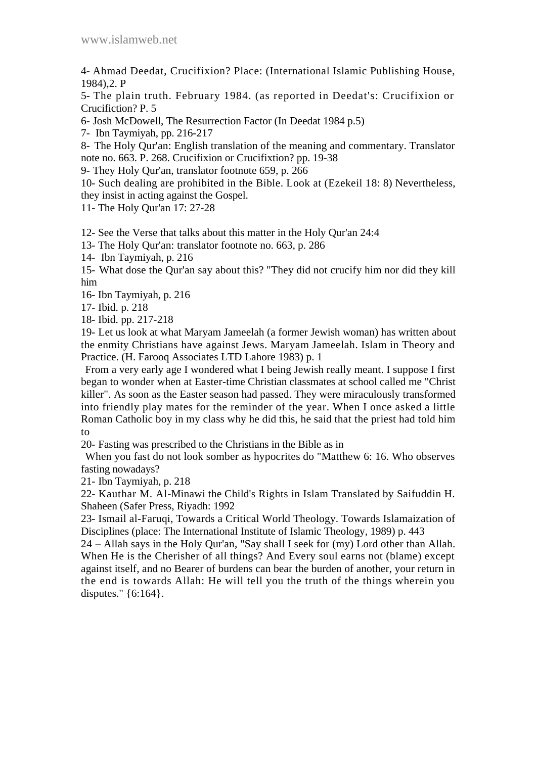4- Ahmad Deedat, Crucifixion? Place: (International Islamic Publishing House, 1984),2. P

5- The plain truth. February 1984. (as reported in Deedat's: Crucifixion or Crucifiction? P. 5

6- Josh McDowell, The Resurrection Factor (In Deedat 1984 p.5)

7- Ibn Taymiyah, pp. 216-217

8- The Holy Qur'an: English translation of the meaning and commentary. Translator note no. 663. P. 268. Crucifixion or Crucifixtion? pp. 19-38

9- They Holy Qur'an, translator footnote 659, p. 266

10- Such dealing are prohibited in the Bible. Look at (Ezekeil 18: 8) Nevertheless, they insist in acting against the Gospel.

11- The Holy Qur'an 17: 27-28

12- See the Verse that talks about this matter in the Holy Qur'an 24:4

13- The Holy Qur'an: translator footnote no. 663, p. 286

14- Ibn Taymiyah, p. 216

15- What dose the Qur'an say about this? "They did not crucify him nor did they kill him

16- Ibn Taymiyah, p. 216

17- Ibid. p. 218

18- Ibid. pp. 217-218

19- Let us look at what Maryam Jameelah (a former Jewish woman) has written about the enmity Christians have against Jews. Maryam Jameelah. Islam in Theory and Practice. (H. Farooq Associates LTD Lahore 1983) p. 1

From a very early age I wondered what I being Jewish really meant. I suppose I first began to wonder when at Easter-time Christian classmates at school called me "Christ killer". As soon as the Easter season had passed. They were miraculously transformed into friendly play mates for the reminder of the year. When I once asked a little Roman Catholic boy in my class why he did this, he said that the priest had told him to

20- Fasting was prescribed to the Christians in the Bible as in

When you fast do not look somber as hypocrites do "Matthew 6: 16. Who observes fasting nowadays?

21- Ibn Taymiyah, p. 218

22- Kauthar M. Al-Minawi the Child's Rights in Islam Translated by Saifuddin H. Shaheen (Safer Press, Riyadh: 1992

23- Ismail al-Faruqi, Towards a Critical World Theology. Towards Islamaization of Disciplines (place: The International Institute of Islamic Theology, 1989) p. 443

24 – Allah says in the Holy Qur'an, "Say shall I seek for (my) Lord other than Allah. When He is the Cherisher of all things? And Every soul earns not (blame) except against itself, and no Bearer of burdens can bear the burden of another, your return in the end is towards Allah: He will tell you the truth of the things wherein you disputes." {6:164}.